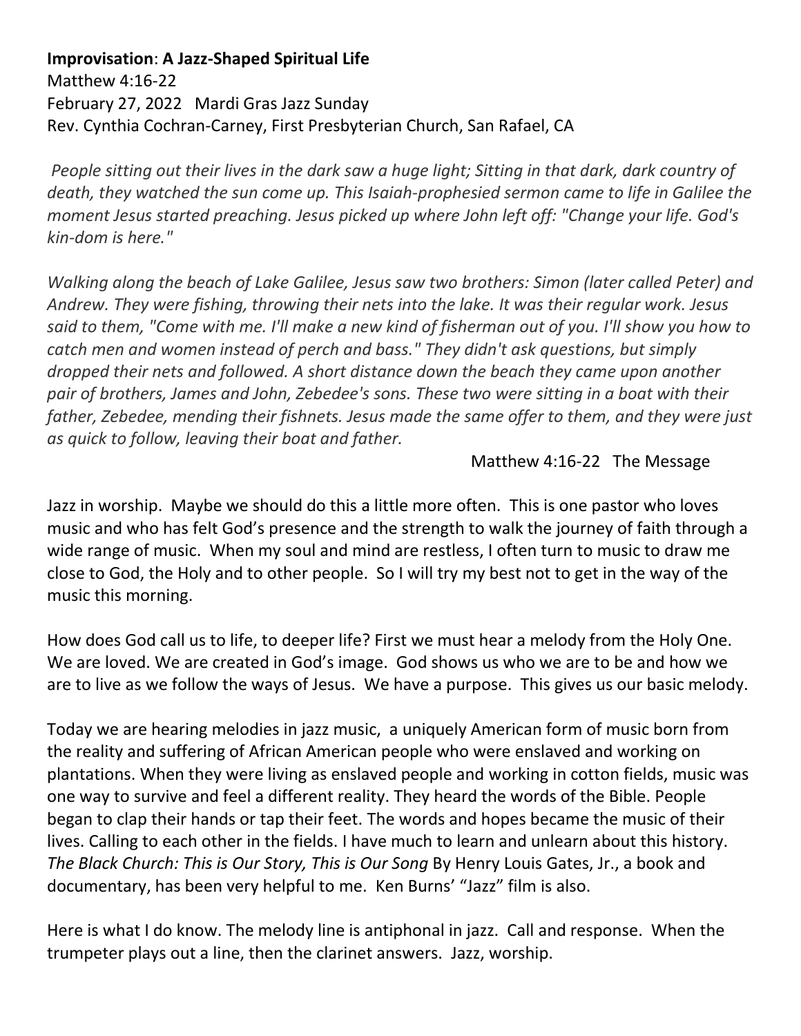**Improvisation**: **A Jazz-Shaped Spiritual Life**
Matthew 4:16-22
February 27, 2022 Mardi Gras Jazz Sunday
Rev. Cynthia Cochran-Carney, First Presbyterian Church, San Rafael, CA

*People sitting out their lives in the dark saw a huge light; Sitting in that dark, dark country of death, they watched the sun come up. This Isaiah-prophesied sermon came to life in Galilee the moment Jesus started preaching. Jesus picked up where John left off: "Change your life. God's kin-dom is here."*

*Walking along the beach of Lake Galilee, Jesus saw two brothers: Simon (later called Peter) and Andrew. They were fishing, throwing their nets into the lake. It was their regular work. Jesus said to them, "Come with me. I'll make a new kind of fisherman out of you. I'll show you how to catch men and women instead of perch and bass." They didn't ask questions, but simply dropped their nets and followed. A short distance down the beach they came upon another pair of brothers, James and John, Zebedee's sons. These two were sitting in a boat with their father, Zebedee, mending their fishnets. Jesus made the same offer to them, and they were just as quick to follow, leaving their boat and father.*

Matthew 4:16-22 The Message

Jazz in worship. Maybe we should do this a little more often. This is one pastor who loves music and who has felt God's presence and the strength to walk the journey of faith through a wide range of music. When my soul and mind are restless, I often turn to music to draw me close to God, the Holy and to other people. So I will try my best not to get in the way of the music this morning.

How does God call us to life, to deeper life? First we must hear a melody from the Holy One. We are loved. We are created in God's image. God shows us who we are to be and how we are to live as we follow the ways of Jesus. We have a purpose. This gives us our basic melody.

Today we are hearing melodies in jazz music, a uniquely American form of music born from the reality and suffering of African American people who were enslaved and working on plantations. When they were living as enslaved people and working in cotton fields, music was one way to survive and feel a different reality. They heard the words of the Bible. People began to clap their hands or tap their feet. The words and hopes became the music of their lives. Calling to each other in the fields. I have much to learn and unlearn about this history. *The Black Church: This is Our Story, This is Our Song* By Henry Louis Gates, Jr., a book and documentary, has been very helpful to me. Ken Burns' "Jazz" film is also.

Here is what I do know. The melody line is antiphonal in jazz. Call and response. When the trumpeter plays out a line, then the clarinet answers. Jazz, worship.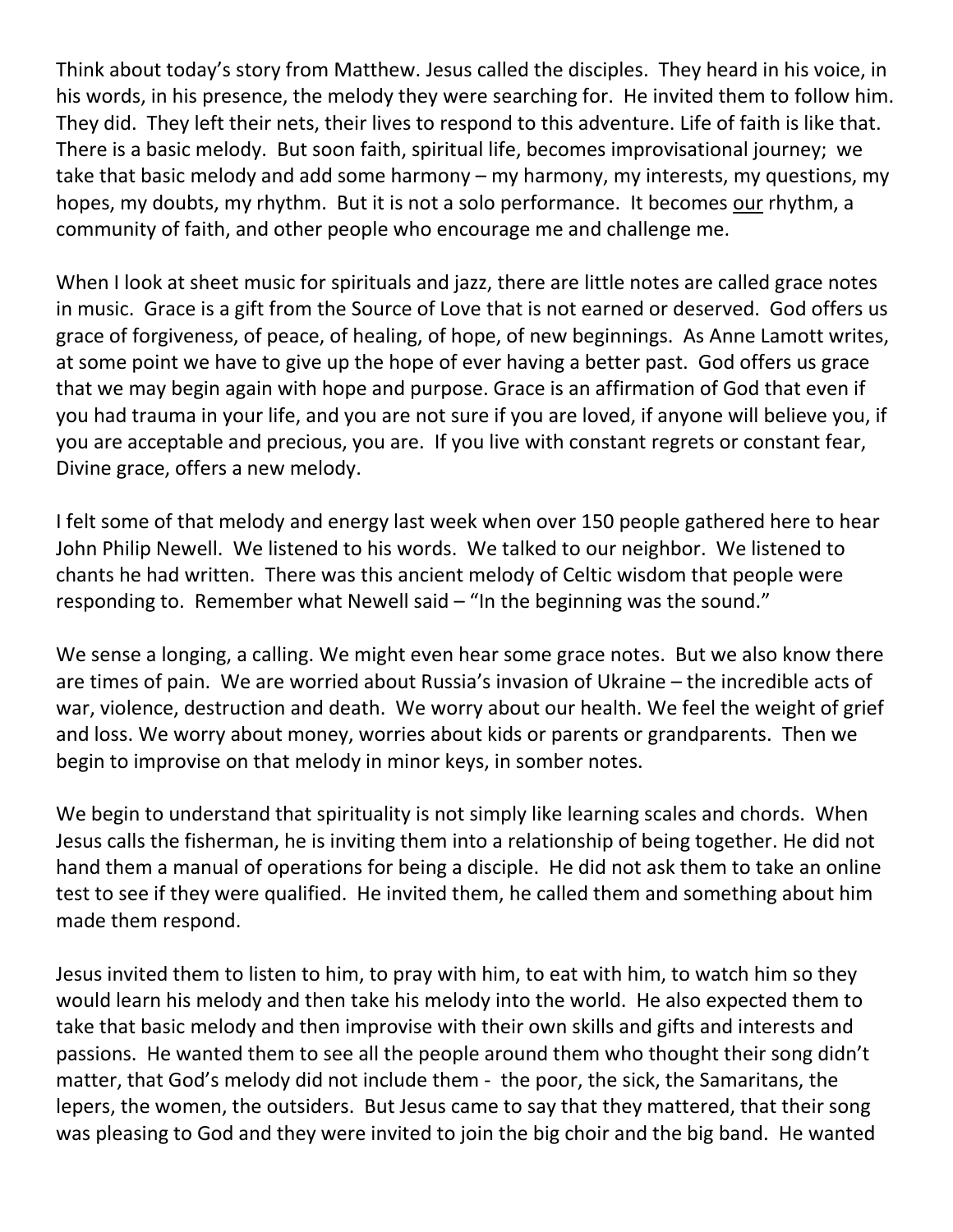Think about today's story from Matthew. Jesus called the disciples. They heard in his voice, in his words, in his presence, the melody they were searching for. He invited them to follow him. They did. They left their nets, their lives to respond to this adventure. Life of faith is like that. There is a basic melody. But soon faith, spiritual life, becomes improvisational journey; we take that basic melody and add some harmony – my harmony, my interests, my questions, my hopes, my doubts, my rhythm. But it is not a solo performance. It becomes <u>our</u> rhythm, a community of faith, and other people who encourage me and challenge me.

When I look at sheet music for spirituals and jazz, there are little notes are called grace notes in music. Grace is a gift from the Source of Love that is not earned or deserved. God offers us grace of forgiveness, of peace, of healing, of hope, of new beginnings. As Anne Lamott writes, at some point we have to give up the hope of ever having a better past. God offers us grace that we may begin again with hope and purpose. Grace is an affirmation of God that even if you had trauma in your life, and you are not sure if you are loved, if anyone will believe you, if you are acceptable and precious, you are. If you live with constant regrets or constant fear, Divine grace, offers a new melody.

I felt some of that melody and energy last week when over 150 people gathered here to hear John Philip Newell. We listened to his words. We talked to our neighbor. We listened to chants he had written. There was this ancient melody of Celtic wisdom that people were responding to. Remember what Newell said – "In the beginning was the sound."

We sense a longing, a calling. We might even hear some grace notes. But we also know there are times of pain. We are worried about Russia's invasion of Ukraine – the incredible acts of war, violence, destruction and death. We worry about our health. We feel the weight of grief and loss. We worry about money, worries about kids or parents or grandparents. Then we begin to improvise on that melody in minor keys, in somber notes.

We begin to understand that spirituality is not simply like learning scales and chords. When Jesus calls the fisherman, he is inviting them into a relationship of being together. He did not hand them a manual of operations for being a disciple. He did not ask them to take an online test to see if they were qualified. He invited them, he called them and something about him made them respond.

Jesus invited them to listen to him, to pray with him, to eat with him, to watch him so they would learn his melody and then take his melody into the world. He also expected them to take that basic melody and then improvise with their own skills and gifts and interests and passions. He wanted them to see all the people around them who thought their song didn't matter, that God's melody did not include them - the poor, the sick, the Samaritans, the lepers, the women, the outsiders. But Jesus came to say that they mattered, that their song was pleasing to God and they were invited to join the big choir and the big band. He wanted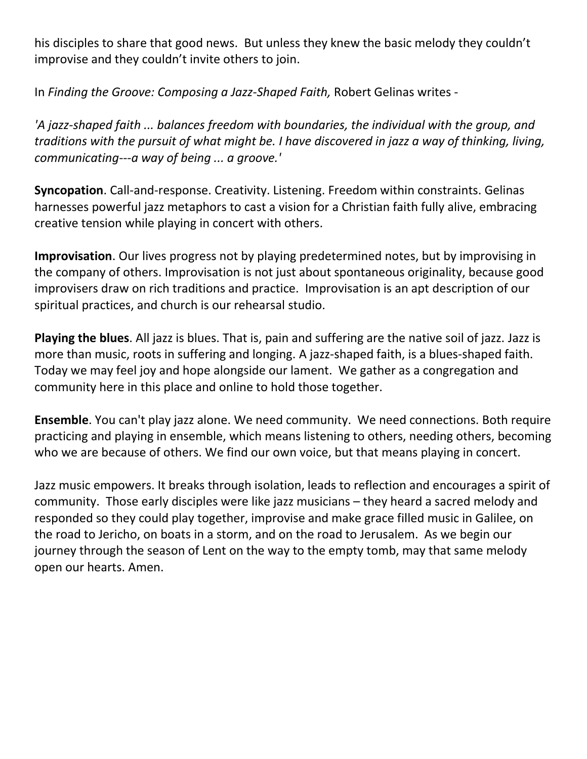his disciples to share that good news.  But unless they knew the basic melody they couldn't improvise and they couldn't invite others to join.

In *Finding the Groove: Composing a Jazz-Shaped Faith,* Robert Gelinas writes -

*'A jazz-shaped faith ... balances freedom with boundaries, the individual with the group, and traditions with the pursuit of what might be. I have discovered in jazz a way of thinking, living, communicating---a way of being ... a groove.'*

**Syncopation**. Call-and-response. Creativity. Listening. Freedom within constraints. Gelinas harnesses powerful jazz metaphors to cast a vision for a Christian faith fully alive, embracing creative tension while playing in concert with others.

**Improvisation**. Our lives progress not by playing predetermined notes, but by improvising in the company of others. Improvisation is not just about spontaneous originality, because good improvisers draw on rich traditions and practice.  Improvisation is an apt description of our spiritual practices, and church is our rehearsal studio.

**Playing the blues**. All jazz is blues. That is, pain and suffering are the native soil of jazz. Jazz is more than music, roots in suffering and longing. A jazz-shaped faith, is a blues-shaped faith. Today we may feel joy and hope alongside our lament.  We gather as a congregation and community here in this place and online to hold those together.

**Ensemble**. You can't play jazz alone. We need community.  We need connections. Both require practicing and playing in ensemble, which means listening to others, needing others, becoming who we are because of others. We find our own voice, but that means playing in concert.

Jazz music empowers. It breaks through isolation, leads to reflection and encourages a spirit of community.  Those early disciples were like jazz musicians – they heard a sacred melody and responded so they could play together, improvise and make grace filled music in Galilee, on the road to Jericho, on boats in a storm, and on the road to Jerusalem.  As we begin our journey through the season of Lent on the way to the empty tomb, may that same melody open our hearts. Amen.